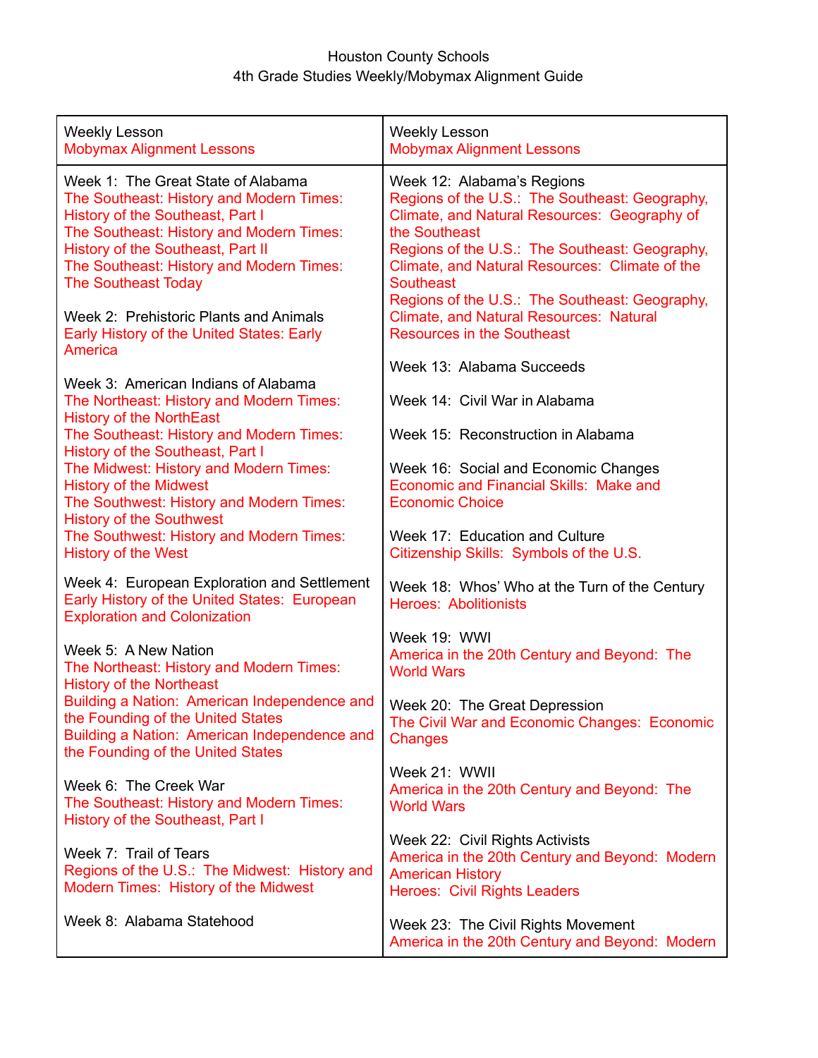Houston County Schools
4th Grade Studies Weekly/Mobymax Alignment Guide

| Weekly Lesson<br>Mobymax Alignment Lessons | Weekly Lesson<br>Mobymax Alignment Lessons |
|---|---|
| Week 1: The Great State of Alabama<br>The Southeast: History and Modern Times: History of the Southeast, Part I<br>The Southeast: History and Modern Times: History of the Southeast, Part II<br>The Southeast: History and Modern Times: The Southeast Today<br><br>Week 2: Prehistoric Plants and Animals<br>Early History of the United States: Early America<br><br>Week 3: American Indians of Alabama<br>The Northeast: History and Modern Times: History of the NorthEast<br>The Southeast: History and Modern Times: History of the Southeast, Part I<br>The Midwest: History and Modern Times: History of the Midwest<br>The Southwest: History and Modern Times: History of the Southwest<br>The Southwest: History and Modern Times: History of the West<br><br>Week 4: European Exploration and Settlement<br>Early History of the United States: European Exploration and Colonization<br><br>Week 5: A New Nation<br>The Northeast: History and Modern Times: History of the Northeast<br>Building a Nation: American Independence and the Founding of the United States<br>Building a Nation: American Independence and the Founding of the United States<br><br>Week 6: The Creek War<br>The Southeast: History and Modern Times: History of the Southeast, Part I<br><br>Week 7: Trail of Tears<br>Regions of the U.S.: The Midwest: History and Modern Times: History of the Midwest<br><br>Week 8: Alabama Statehood | Week 12: Alabama's Regions<br>Regions of the U.S.: The Southeast: Geography, Climate, and Natural Resources: Geography of the Southeast<br>Regions of the U.S.: The Southeast: Geography, Climate, and Natural Resources: Climate of the Southeast<br>Regions of the U.S.: The Southeast: Geography, Climate, and Natural Resources: Natural Resources in the Southeast<br><br>Week 13: Alabama Succeeds<br><br>Week 14: Civil War in Alabama<br><br>Week 15: Reconstruction in Alabama<br><br>Week 16: Social and Economic Changes<br>Economic and Financial Skills: Make and Economic Choice<br><br>Week 17: Education and Culture<br>Citizenship Skills: Symbols of the U.S.<br><br>Week 18: Whos' Who at the Turn of the Century<br>Heroes: Abolitionists<br><br>Week 19: WWI<br>America in the 20th Century and Beyond: The World Wars<br><br>Week 20: The Great Depression<br>The Civil War and Economic Changes: Economic Changes<br><br>Week 21: WWII<br>America in the 20th Century and Beyond: The World Wars<br><br>Week 22: Civil Rights Activists<br>America in the 20th Century and Beyond: Modern American History<br>Heroes: Civil Rights Leaders<br><br>Week 23: The Civil Rights Movement<br>America in the 20th Century and Beyond: Modern |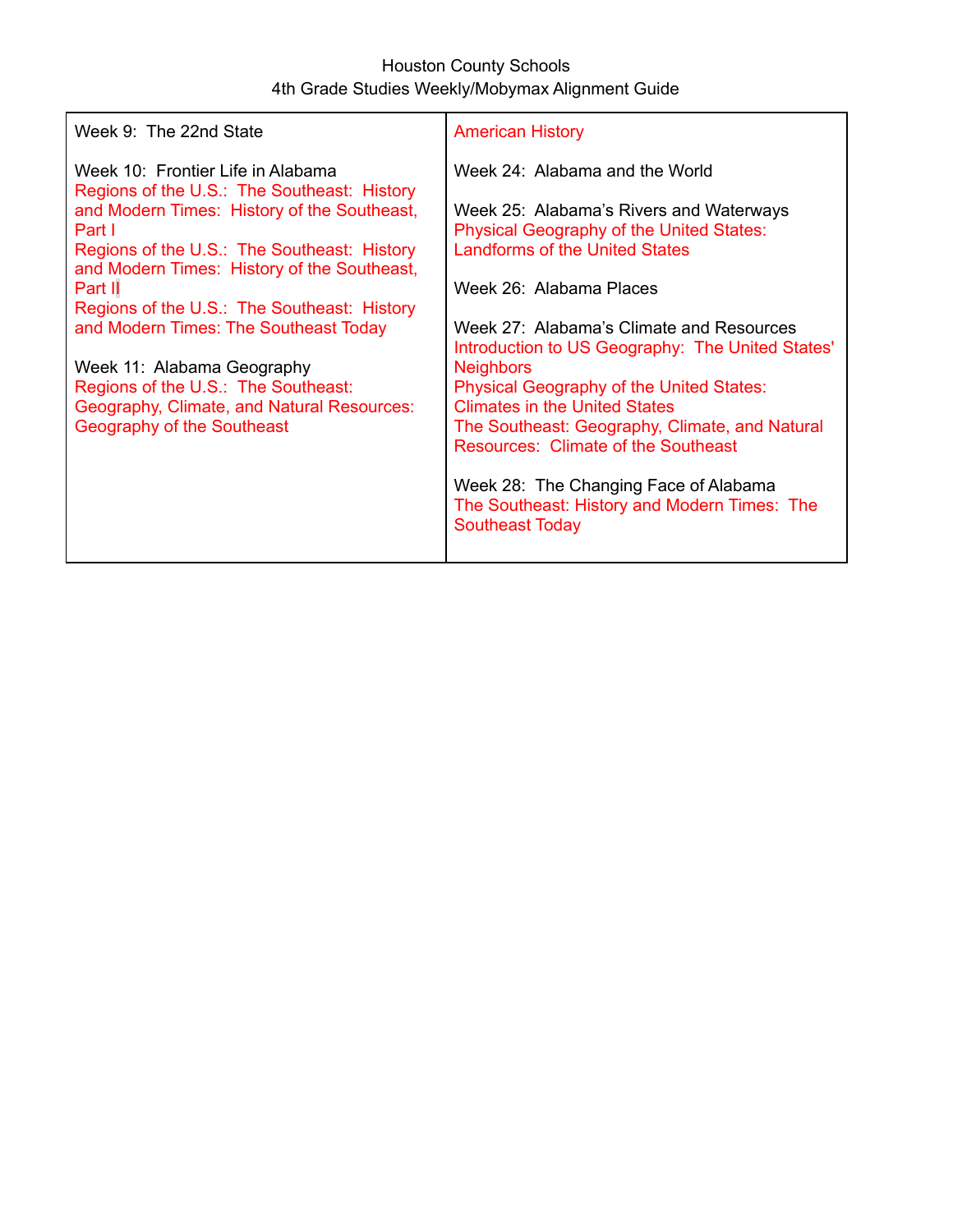Houston County Schools
4th Grade Studies Weekly/Mobymax Alignment Guide

| | |
|---|---|
| Week 9: The 22nd State<br><br>Week 10: Frontier Life in Alabama<br>Regions of the U.S.: The Southeast: History and Modern Times: History of the Southeast, Part I<br>Regions of the U.S.: The Southeast: History and Modern Times: History of the Southeast, Part II<br>Regions of the U.S.: The Southeast: History and Modern Times: The Southeast Today<br><br>Week 11: Alabama Geography<br>Regions of the U.S.: The Southeast: Geography, Climate, and Natural Resources: Geography of the Southeast | American History<br><br>Week 24: Alabama and the World<br><br>Week 25: Alabama's Rivers and Waterways<br>Physical Geography of the United States: Landforms of the United States<br><br>Week 26: Alabama Places<br><br>Week 27: Alabama's Climate and Resources<br>Introduction to US Geography: The United States' Neighbors<br>Physical Geography of the United States: Climates in the United States<br>The Southeast: Geography, Climate, and Natural Resources: Climate of the Southeast<br><br>Week 28: The Changing Face of Alabama<br>The Southeast: History and Modern Times: The Southeast Today |